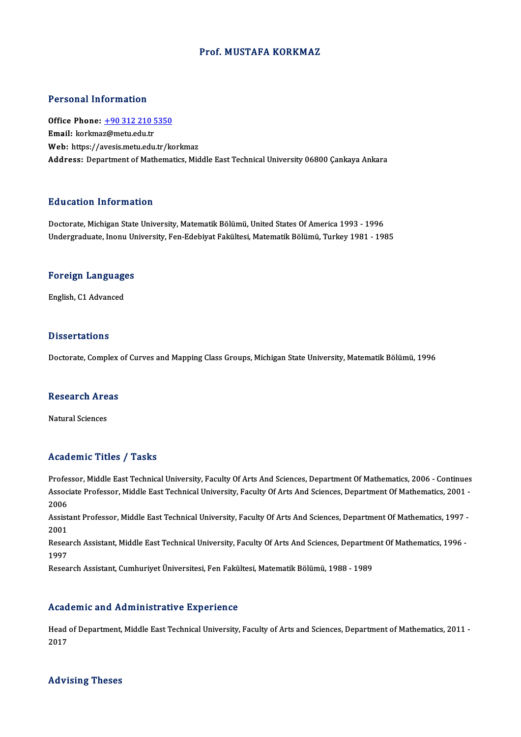# Prof. MUSTAFA KORKMAZ

## Personal Information

**Office Phone:** +90 312 210 5350
**Email:** korkmaz@metu.edu.tr
**Web:** https://avesis.metu.edu.tr/korkmaz
**Address:** Department of Mathematics, Middle East Technical University 06800 Çankaya Ankara

## Education Information

Doctorate, Michigan State University, Matematik Bölümü, United States Of America 1993 - 1996
Undergraduate, Inonu University, Fen-Edebiyat Fakültesi, Matematik Bölümü, Turkey 1981 - 1985

## Foreign Languages

English, C1 Advanced

## Dissertations

Doctorate, Complex of Curves and Mapping Class Groups, Michigan State University, Matematik Bölümü, 1996

## Research Areas

Natural Sciences

## Academic Titles / Tasks

Professor, Middle East Technical University, Faculty Of Arts And Sciences, Department Of Mathematics, 2006 - Continues
Associate Professor, Middle East Technical University, Faculty Of Arts And Sciences, Department Of Mathematics, 2001 - 2006
Assistant Professor, Middle East Technical University, Faculty Of Arts And Sciences, Department Of Mathematics, 1997 - 2001
Research Assistant, Middle East Technical University, Faculty Of Arts And Sciences, Department Of Mathematics, 1996 - 1997
Research Assistant, Cumhuriyet Üniversitesi, Fen Fakültesi, Matematik Bölümü, 1988 - 1989

## Academic and Administrative Experience

Head of Department, Middle East Technical University, Faculty of Arts and Sciences, Department of Mathematics, 2011 - 2017

## Advising Theses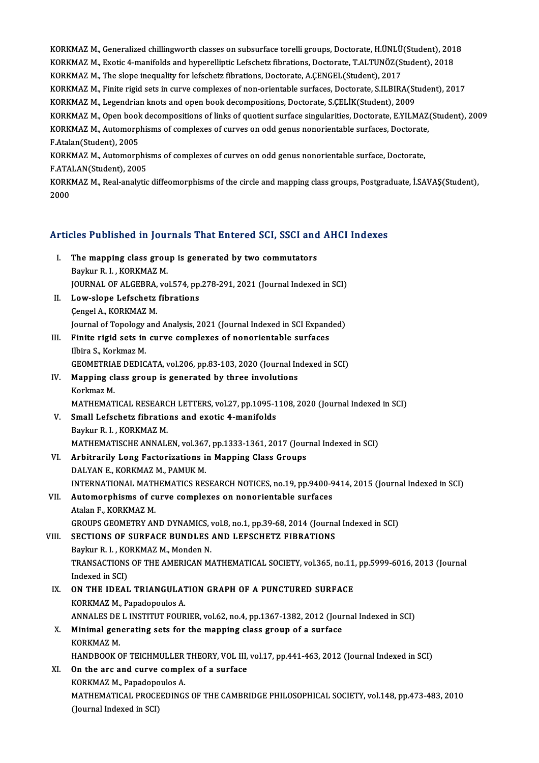KORKMAZ M., Generalized chillingworth classes on subsurface torelli groups, Doctorate, H.ÜNLÜ(Student), 2018

KORKMAZ M., Exotic 4-manifolds and hyperelliptic Lefschetz fibrations, Doctorate, T.ALTUNÖZ(Student), 2018

KORKMAZ M., The slope inequality for lefschetz fibrations, Doctorate, A.ÇENGEL(Student), 2017

KORKMAZ M., Finite rigid sets in curve complexes of non-orientable surfaces, Doctorate, S.ILBIRA(Student), 2017

KORKMAZ M., Legendrian knots and open book decompositions, Doctorate, S.ÇELİK(Student), 2009

KORKMAZ M., Open book decompositions of links of quotient surface singularities, Doctorate, E.YILMAZ(Student), 2009

KORKMAZ M., Automorphisms of complexes of curves on odd genus nonorientable surfaces, Doctorate, F.Atalan(Student), 2005

KORKMAZ M., Automorphisms of complexes of curves on odd genus nonorientable surface, Doctorate, F.ATALAN(Student), 2005

KORKMAZ M., Real-analytic diffeomorphisms of the circle and mapping class groups, Postgraduate, İ.SAVAŞ(Student), 2000

## Articles Published in Journals That Entered SCI, SSCI and AHCI Indexes

I. **The mapping class group is generated by two commutators**
   Baykur R. I. , KORKMAZ M.
   JOURNAL OF ALGEBRA, vol.574, pp.278-291, 2021 (Journal Indexed in SCI)

II. **Low-slope Lefschetz fibrations**
   Çengel A., KORKMAZ M.
   Journal of Topology and Analysis, 2021 (Journal Indexed in SCI Expanded)

III. **Finite rigid sets in curve complexes of nonorientable surfaces**
   Ilbira S., Korkmaz M.
   GEOMETRIAE DEDICATA, vol.206, pp.83-103, 2020 (Journal Indexed in SCI)

IV. **Mapping class group is generated by three involutions**
   Korkmaz M.
   MATHEMATICAL RESEARCH LETTERS, vol.27, pp.1095-1108, 2020 (Journal Indexed in SCI)

V. **Small Lefschetz fibrations and exotic 4-manifolds**
   Baykur R. I. , KORKMAZ M.
   MATHEMATISCHE ANNALEN, vol.367, pp.1333-1361, 2017 (Journal Indexed in SCI)

VI. **Arbitrarily Long Factorizations in Mapping Class Groups**
   DALYAN E., KORKMAZ M., PAMUK M.
   INTERNATIONAL MATHEMATICS RESEARCH NOTICES, no.19, pp.9400-9414, 2015 (Journal Indexed in SCI)

VII. **Automorphisms of curve complexes on nonorientable surfaces**
   Atalan F., KORKMAZ M.
   GROUPS GEOMETRY AND DYNAMICS, vol.8, no.1, pp.39-68, 2014 (Journal Indexed in SCI)

VIII. **SECTIONS OF SURFACE BUNDLES AND LEFSCHETZ FIBRATIONS**
   Baykur R. I. , KORKMAZ M., Monden N.
   TRANSACTIONS OF THE AMERICAN MATHEMATICAL SOCIETY, vol.365, no.11, pp.5999-6016, 2013 (Journal Indexed in SCI)

IX. **ON THE IDEAL TRIANGULATION GRAPH OF A PUNCTURED SURFACE**
   KORKMAZ M., Papadopoulos A.
   ANNALES DE L INSTITUT FOURIER, vol.62, no.4, pp.1367-1382, 2012 (Journal Indexed in SCI)

X. **Minimal generating sets for the mapping class group of a surface**
   KORKMAZ M.
   HANDBOOK OF TEICHMULLER THEORY, VOL III, vol.17, pp.441-463, 2012 (Journal Indexed in SCI)

XI. **On the arc and curve complex of a surface**
   KORKMAZ M., Papadopoulos A.
   MATHEMATICAL PROCEEDINGS OF THE CAMBRIDGE PHILOSOPHICAL SOCIETY, vol.148, pp.473-483, 2010 (Journal Indexed in SCI)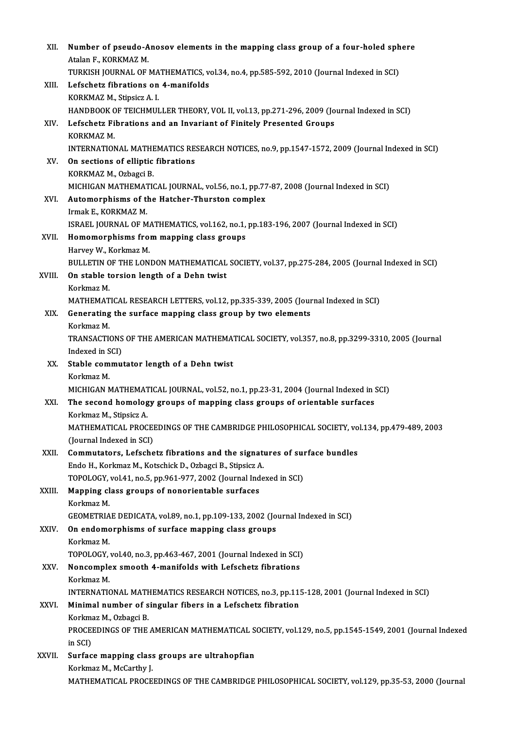XII. **Number of pseudo-Anosov elements in the mapping class group of a four-holed sphere**
Atalan F., KORKMAZ M.
TURKISH JOURNAL OF MATHEMATICS, vol.34, no.4, pp.585-592, 2010 (Journal Indexed in SCI)

XIII. **Lefschetz fibrations on 4-manifolds**
KORKMAZ M., Stipsicz A. I.
HANDBOOK OF TEICHMULLER THEORY, VOL II, vol.13, pp.271-296, 2009 (Journal Indexed in SCI)

XIV. **Lefschetz Fibrations and an Invariant of Finitely Presented Groups**
KORKMAZ M.
INTERNATIONAL MATHEMATICS RESEARCH NOTICES, no.9, pp.1547-1572, 2009 (Journal Indexed in SCI)

XV. **On sections of elliptic fibrations**
KORKMAZ M., Ozbagci B.
MICHIGAN MATHEMATICAL JOURNAL, vol.56, no.1, pp.77-87, 2008 (Journal Indexed in SCI)

XVI. **Automorphisms of the Hatcher-Thurston complex**
Irmak E., KORKMAZ M.
ISRAEL JOURNAL OF MATHEMATICS, vol.162, no.1, pp.183-196, 2007 (Journal Indexed in SCI)

XVII. **Homomorphisms from mapping class groups**
Harvey W., Korkmaz M.
BULLETIN OF THE LONDON MATHEMATICAL SOCIETY, vol.37, pp.275-284, 2005 (Journal Indexed in SCI)

XVIII. **On stable torsion length of a Dehn twist**
Korkmaz M.
MATHEMATICAL RESEARCH LETTERS, vol.12, pp.335-339, 2005 (Journal Indexed in SCI)

XIX. **Generating the surface mapping class group by two elements**
Korkmaz M.
TRANSACTIONS OF THE AMERICAN MATHEMATICAL SOCIETY, vol.357, no.8, pp.3299-3310, 2005 (Journal Indexed in SCI)

XX. **Stable commutator length of a Dehn twist**
Korkmaz M.
MICHIGAN MATHEMATICAL JOURNAL, vol.52, no.1, pp.23-31, 2004 (Journal Indexed in SCI)

XXI. **The second homology groups of mapping class groups of orientable surfaces**
Korkmaz M., Stipsicz A.
MATHEMATICAL PROCEEDINGS OF THE CAMBRIDGE PHILOSOPHICAL SOCIETY, vol.134, pp.479-489, 2003 (Journal Indexed in SCI)

XXII. **Commutators, Lefschetz fibrations and the signatures of surface bundles**
Endo H., Korkmaz M., Kotschick D., Ozbagci B., Stipsicz A.
TOPOLOGY, vol.41, no.5, pp.961-977, 2002 (Journal Indexed in SCI)

XXIII. **Mapping class groups of nonorientable surfaces**
Korkmaz M.
GEOMETRIAE DEDICATA, vol.89, no.1, pp.109-133, 2002 (Journal Indexed in SCI)

XXIV. **On endomorphisms of surface mapping class groups**
Korkmaz M.
TOPOLOGY, vol.40, no.3, pp.463-467, 2001 (Journal Indexed in SCI)

XXV. **Noncomplex smooth 4-manifolds with Lefschetz fibrations**
Korkmaz M.
INTERNATIONAL MATHEMATICS RESEARCH NOTICES, no.3, pp.115-128, 2001 (Journal Indexed in SCI)

XXVI. **Minimal number of singular fibers in a Lefschetz fibration**
Korkmaz M., Ozbagci B.
PROCEEDINGS OF THE AMERICAN MATHEMATICAL SOCIETY, vol.129, no.5, pp.1545-1549, 2001 (Journal Indexed in SCI)

XXVII. **Surface mapping class groups are ultrahopfian**
Korkmaz M., McCarthy J.
MATHEMATICAL PROCEEDINGS OF THE CAMBRIDGE PHILOSOPHICAL SOCIETY, vol.129, pp.35-53, 2000 (Journal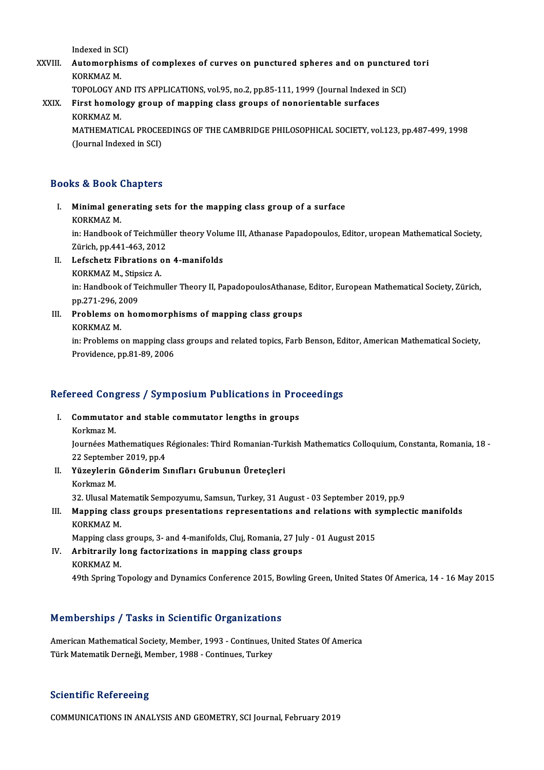Indexed in SCI)

XXVIII. **Automorphisms of complexes of curves on punctured spheres and on punctured tori**
KORKMAZ M.
TOPOLOGY AND ITS APPLICATIONS, vol.95, no.2, pp.85-111, 1999 (Journal Indexed in SCI)

XXIX. **First homology group of mapping class groups of nonorientable surfaces**
KORKMAZ M.
MATHEMATICAL PROCEEDINGS OF THE CAMBRIDGE PHILOSOPHICAL SOCIETY, vol.123, pp.487-499, 1998 (Journal Indexed in SCI)

## Books & Book Chapters

I. **Minimal generating sets for the mapping class group of a surface**
KORKMAZ M.
in: Handbook of Teichmüller theory Volume III, Athanase Papadopoulos, Editor, uropean Mathematical Society, Zürich, pp.441-463, 2012

II. **Lefschetz Fibrations on 4-manifolds**
KORKMAZ M., Stipsicz A.
in: Handbook of Teichmuller Theory II, PapadopoulosAthanase, Editor, European Mathematical Society, Zürich, pp.271-296, 2009

III. **Problems on homomorphisms of mapping class groups**
KORKMAZ M.
in: Problems on mapping class groups and related topics, Farb Benson, Editor, American Mathematical Society, Providence, pp.81-89, 2006

## Refereed Congress / Symposium Publications in Proceedings

I. **Commutator and stable commutator lengths in groups**
Korkmaz M.
Journées Mathematiques Régionales: Third Romanian-Turkish Mathematics Colloquium, Constanta, Romania, 18 - 22 September 2019, pp.4

II. **Yüzeylerin Gönderim Sınıfları Grubunun Üreteçleri**
Korkmaz M.
32. Ulusal Matematik Sempozyumu, Samsun, Turkey, 31 August - 03 September 2019, pp.9

III. **Mapping class groups presentations representations and relations with symplectic manifolds**
KORKMAZ M.
Mapping class groups, 3- and 4-manifolds, Cluj, Romania, 27 July - 01 August 2015

IV. **Arbitrarily long factorizations in mapping class groups**
KORKMAZ M.
49th Spring Topology and Dynamics Conference 2015, Bowling Green, United States Of America, 14 - 16 May 2015

## Memberships / Tasks in Scientific Organizations

American Mathematical Society, Member, 1993 - Continues, United States Of America
Türk Matematik Derneği, Member, 1988 - Continues, Turkey

## Scientific Refereeing

COMMUNICATIONS IN ANALYSIS AND GEOMETRY, SCI Journal, February 2019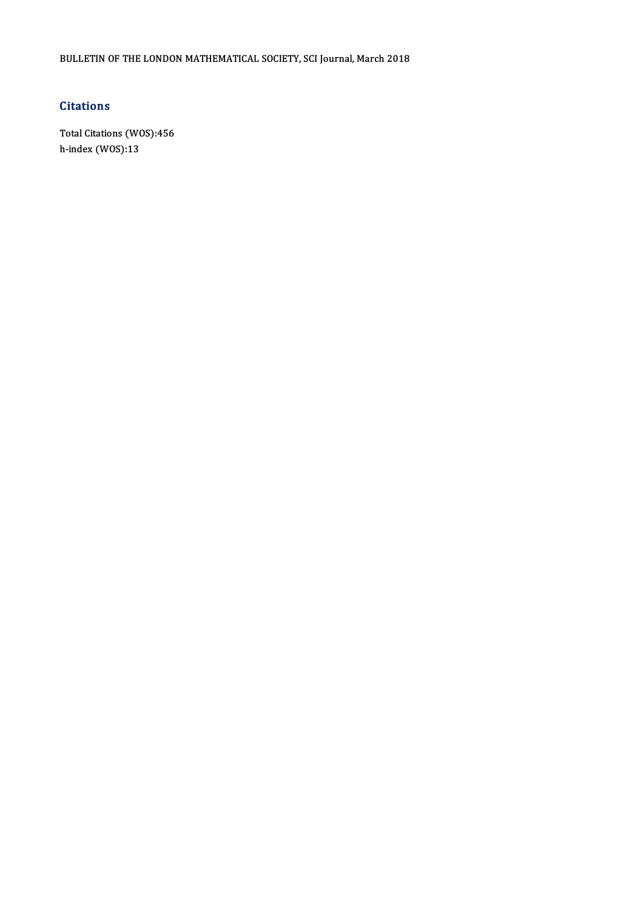BULLETIN OF THE LONDON MATHEMATICAL SOCIETY, SCI Journal, March 2018

## Citations

Total Citations (WOS):456
h-index (WOS):13